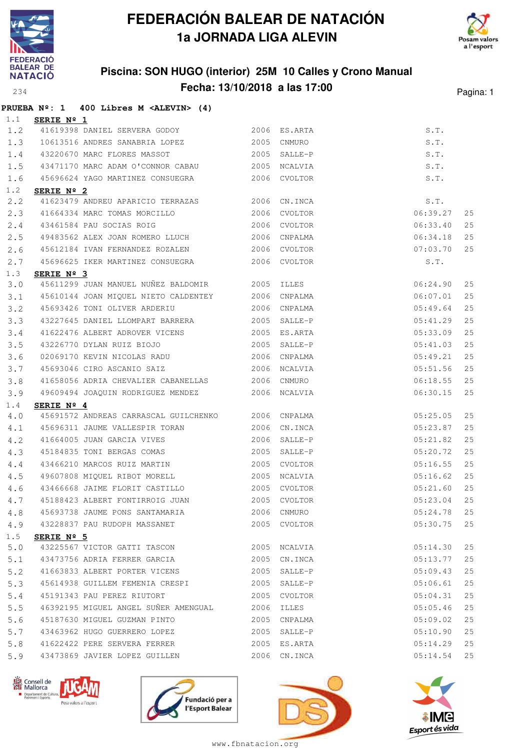# FEDERACIÓN BALEAR DE NATACIÓN

## 1a JORNADA LIGA ALEVIN

### Piscina: SON HUGO (interior) 25M 10 Calles y Crono Manual

### Fecha: 13/10/2018 a las 17:00

234

**PRUEBA Nº: 1 400 Libres M <ALEVIN> (4)**

1.1 **SERIE Nº 1**

| | Licencia | Nombre | Año | Club | Tiempo | |
|---|---|---|---|---|---|---|
| 1.2 | 41619398 | DANIEL SERVERA GODOY | 2006 | ES.ARTA | S.T. | |
| 1.3 | 10613516 | ANDRES SANABRIA LOPEZ | 2005 | CNMURO | S.T. | |
| 1.4 | 43220670 | MARC FLORES MASSOT | 2005 | SALLE-P | S.T. | |
| 1.5 | 43471170 | MARC ADAM O'CONNOR CABAU | 2005 | NCALVIA | S.T. | |
| 1.6 | 45696624 | YAGO MARTINEZ CONSUEGRA | 2006 | CVOLTOR | S.T. | |

1.2 **SERIE Nº 2**

| | Licencia | Nombre | Año | Club | Tiempo | |
|---|---|---|---|---|---|---|
| 2.2 | 41623479 | ANDREU APARICIO TERRAZAS | 2006 | CN.INCA | S.T. | |
| 2.3 | 41664334 | MARC TOMAS MORCILLO | 2006 | CVOLTOR | 06:39.27 | 25 |
| 2.4 | 43461584 | PAU SOCIAS ROIG | 2006 | CVOLTOR | 06:33.40 | 25 |
| 2.5 | 49483562 | ALEX JOAN ROMERO LLUCH | 2006 | CNPALMA | 06:34.18 | 25 |
| 2.6 | 45612184 | IVAN FERNANDEZ ROZALEN | 2006 | CVOLTOR | 07:03.70 | 25 |
| 2.7 | 45696625 | IKER MARTINEZ CONSUEGRA | 2006 | CVOLTOR | S.T. | |

1.3 **SERIE Nº 3**

| | Licencia | Nombre | Año | Club | Tiempo | |
|---|---|---|---|---|---|---|
| 3.0 | 45611299 | JUAN MANUEL NUÑEZ BALDOMIR | 2005 | ILLES | 06:24.90 | 25 |
| 3.1 | 45610144 | JOAN MIQUEL NIETO CALDENTEY | 2006 | CNPALMA | 06:07.01 | 25 |
| 3.2 | 45693426 | TONI OLIVER ARDERIU | 2006 | CNPALMA | 05:49.64 | 25 |
| 3.3 | 43227645 | DANIEL LLOMPART BARRERA | 2005 | SALLE-P | 05:41.29 | 25 |
| 3.4 | 41622476 | ALBERT ADROVER VICENS | 2005 | ES.ARTA | 05:33.09 | 25 |
| 3.5 | 43226770 | DYLAN RUIZ BIOJO | 2005 | SALLE-P | 05:41.03 | 25 |
| 3.6 | 02069170 | KEVIN NICOLAS RADU | 2006 | CNPALMA | 05:49.21 | 25 |
| 3.7 | 45693046 | CIRO ASCANIO SAIZ | 2006 | NCALVIA | 05:51.56 | 25 |
| 3.8 | 41658056 | ADRIA CHEVALIER CABANELLAS | 2006 | CNMURO | 06:18.55 | 25 |
| 3.9 | 49609494 | JOAQUIN RODRIGUEZ MENDEZ | 2006 | NCALVIA | 06:30.15 | 25 |

1.4 **SERIE Nº 4**

| | Licencia | Nombre | Año | Club | Tiempo | |
|---|---|---|---|---|---|---|
| 4.0 | 45691572 | ANDREAS CARRASCAL GUILCHENKO | 2006 | CNPALMA | 05:25.05 | 25 |
| 4.1 | 45696311 | JAUME VALLESPIR TORAN | 2006 | CN.INCA | 05:23.87 | 25 |
| 4.2 | 41664005 | JUAN GARCIA VIVES | 2006 | SALLE-P | 05:21.82 | 25 |
| 4.3 | 45184835 | TONI BERGAS COMAS | 2005 | SALLE-P | 05:20.72 | 25 |
| 4.4 | 43466210 | MARCOS RUIZ MARTIN | 2005 | CVOLTOR | 05:16.55 | 25 |
| 4.5 | 49607808 | MIQUEL RIBOT MORELL | 2005 | NCALVIA | 05:16.62 | 25 |
| 4.6 | 43466668 | JAIME FLORIT CASTILLO | 2005 | CVOLTOR | 05:21.60 | 25 |
| 4.7 | 45188423 | ALBERT FONTIRROIG JUAN | 2005 | CVOLTOR | 05:23.04 | 25 |
| 4.8 | 45693738 | JAUME PONS SANTAMARIA | 2006 | CNMURO | 05:24.78 | 25 |
| 4.9 | 43228837 | PAU RUDOPH MASSANET | 2005 | CVOLTOR | 05:30.75 | 25 |

1.5 **SERIE Nº 5**

| | Licencia | Nombre | Año | Club | Tiempo | |
|---|---|---|---|---|---|---|
| 5.0 | 43225567 | VICTOR GATTI TASCON | 2005 | NCALVIA | 05:14.30 | 25 |
| 5.1 | 43473756 | ADRIA FERRER GARCIA | 2005 | CN.INCA | 05:13.77 | 25 |
| 5.2 | 41663833 | ALBERT PORTER VICENS | 2005 | SALLE-P | 05:09.43 | 25 |
| 5.3 | 45614938 | GUILLEM FEMENIA CRESPI | 2005 | SALLE-P | 05:06.61 | 25 |
| 5.4 | 45191343 | PAU PEREZ RIUTORT | 2005 | CVOLTOR | 05:04.31 | 25 |
| 5.5 | 46392195 | MIGUEL ANGEL SUÑER AMENGUAL | 2006 | ILLES | 05:05.46 | 25 |
| 5.6 | 45187630 | MIGUEL GUZMAN PINTO | 2005 | CNPALMA | 05:09.02 | 25 |
| 5.7 | 43463962 | HUGO GUERRERO LOPEZ | 2005 | SALLE-P | 05:10.90 | 25 |
| 5.8 | 41622422 | PERE SERVERA FERRER | 2005 | ES.ARTA | 05:14.29 | 25 |
| 5.9 | 43473869 | JAVIER LOPEZ GUILLEN | 2006 | CN.INCA | 05:14.54 | 25 |

www.fbnatacion.org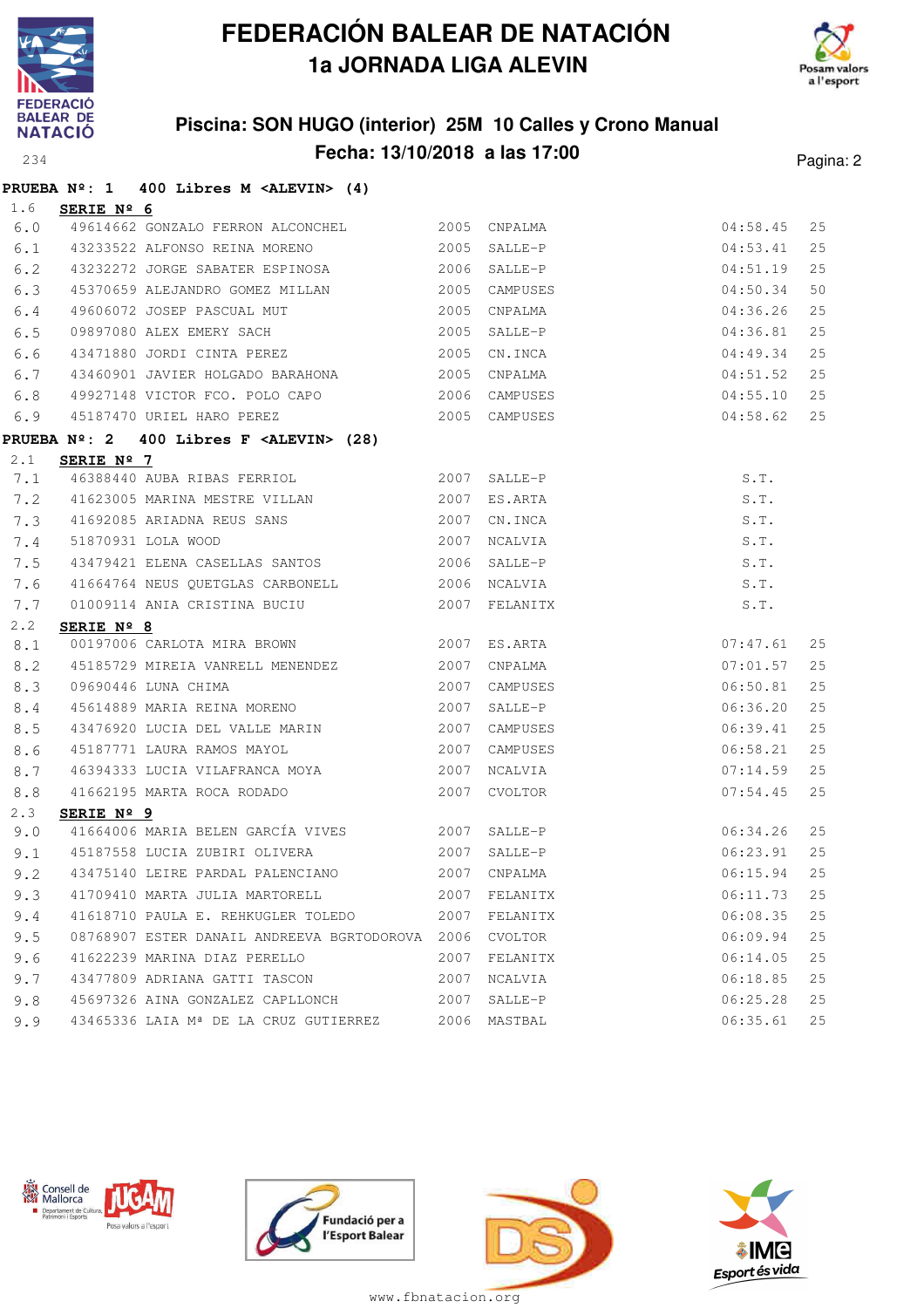# FEDERACIÓN BALEAR DE NATACIÓN

## 1a JORNADA LIGA ALEVIN

### Piscina: SON HUGO (interior) 25M 10 Calles y Crono Manual

### Fecha: 13/10/2018 a las 17:00

234

**PRUEBA Nº: 1 400 Libres M <ALEVIN> (4)**

1.6 **SERIE Nº 6**

| | | | | | | |
|---|---|---|---|---|---|---|
| 6.0 | 49614662 GONZALO FERRON ALCONCHEL | 2005 | CNPALMA | | 04:58.45 | 25 |
| 6.1 | 43233522 ALFONSO REINA MORENO | 2005 | SALLE-P | | 04:53.41 | 25 |
| 6.2 | 43232272 JORGE SABATER ESPINOSA | 2006 | SALLE-P | | 04:51.19 | 25 |
| 6.3 | 45370659 ALEJANDRO GOMEZ MILLAN | 2005 | CAMPUSES | | 04:50.34 | 50 |
| 6.4 | 49606072 JOSEP PASCUAL MUT | 2005 | CNPALMA | | 04:36.26 | 25 |
| 6.5 | 09897080 ALEX EMERY SACH | 2005 | SALLE-P | | 04:36.81 | 25 |
| 6.6 | 43471880 JORDI CINTA PEREZ | 2005 | CN.INCA | | 04:49.34 | 25 |
| 6.7 | 43460901 JAVIER HOLGADO BARAHONA | 2005 | CNPALMA | | 04:51.52 | 25 |
| 6.8 | 49927148 VICTOR FCO. POLO CAPO | 2006 | CAMPUSES | | 04:55.10 | 25 |
| 6.9 | 45187470 URIEL HARO PEREZ | 2005 | CAMPUSES | | 04:58.62 | 25 |

**PRUEBA Nº: 2 400 Libres F <ALEVIN> (28)**

2.1 **SERIE Nº 7**

| | | | | | | |
|---|---|---|---|---|---|---|
| 7.1 | 46388440 AUBA RIBAS FERRIOL | 2007 | SALLE-P | | S.T. | |
| 7.2 | 41623005 MARINA MESTRE VILLAN | 2007 | ES.ARTA | | S.T. | |
| 7.3 | 41692085 ARIADNA REUS SANS | 2007 | CN.INCA | | S.T. | |
| 7.4 | 51870931 LOLA WOOD | 2007 | NCALVIA | | S.T. | |
| 7.5 | 43479421 ELENA CASELLAS SANTOS | 2006 | SALLE-P | | S.T. | |
| 7.6 | 41664764 NEUS QUETGLAS CARBONELL | 2006 | NCALVIA | | S.T. | |
| 7.7 | 01009114 ANIA CRISTINA BUCIU | 2007 | FELANITX | | S.T. | |

2.2 **SERIE Nº 8**

| | | | | | | |
|---|---|---|---|---|---|---|
| 8.1 | 00197006 CARLOTA MIRA BROWN | 2007 | ES.ARTA | | 07:47.61 | 25 |
| 8.2 | 45185729 MIREIA VANRELL MENENDEZ | 2007 | CNPALMA | | 07:01.57 | 25 |
| 8.3 | 09690446 LUNA CHIMA | 2007 | CAMPUSES | | 06:50.81 | 25 |
| 8.4 | 45614889 MARIA REINA MORENO | 2007 | SALLE-P | | 06:36.20 | 25 |
| 8.5 | 43476920 LUCIA DEL VALLE MARIN | 2007 | CAMPUSES | | 06:39.41 | 25 |
| 8.6 | 45187771 LAURA RAMOS MAYOL | 2007 | CAMPUSES | | 06:58.21 | 25 |
| 8.7 | 46394333 LUCIA VILAFRANCA MOYA | 2007 | NCALVIA | | 07:14.59 | 25 |
| 8.8 | 41662195 MARTA ROCA RODADO | 2007 | CVOLTOR | | 07:54.45 | 25 |

2.3 **SERIE Nº 9**

| | | | | | | |
|---|---|---|---|---|---|---|
| 9.0 | 41664006 MARIA BELEN GARCÍA VIVES | 2007 | SALLE-P | | 06:34.26 | 25 |
| 9.1 | 45187558 LUCIA ZUBIRI OLIVERA | 2007 | SALLE-P | | 06:23.91 | 25 |
| 9.2 | 43475140 LEIRE PARDAL PALENCIANO | 2007 | CNPALMA | | 06:15.94 | 25 |
| 9.3 | 41709410 MARTA JULIA MARTORELL | 2007 | FELANITX | | 06:11.73 | 25 |
| 9.4 | 41618710 PAULA E. REHKUGLER TOLEDO | 2007 | FELANITX | | 06:08.35 | 25 |
| 9.5 | 08768907 ESTER DANAIL ANDREEVA BGRTODOROVA | 2006 | CVOLTOR | | 06:09.94 | 25 |
| 9.6 | 41622239 MARINA DIAZ PERELLO | 2007 | FELANITX | | 06:14.05 | 25 |
| 9.7 | 43477809 ADRIANA GATTI TASCON | 2007 | NCALVIA | | 06:18.85 | 25 |
| 9.8 | 45697326 AINA GONZALEZ CAPLLONCH | 2007 | SALLE-P | | 06:25.28 | 25 |
| 9.9 | 43465336 LAIA Mª DE LA CRUZ GUTIERREZ | 2006 | MASTBAL | | 06:35.61 | 25 |

www.fbnatacion.org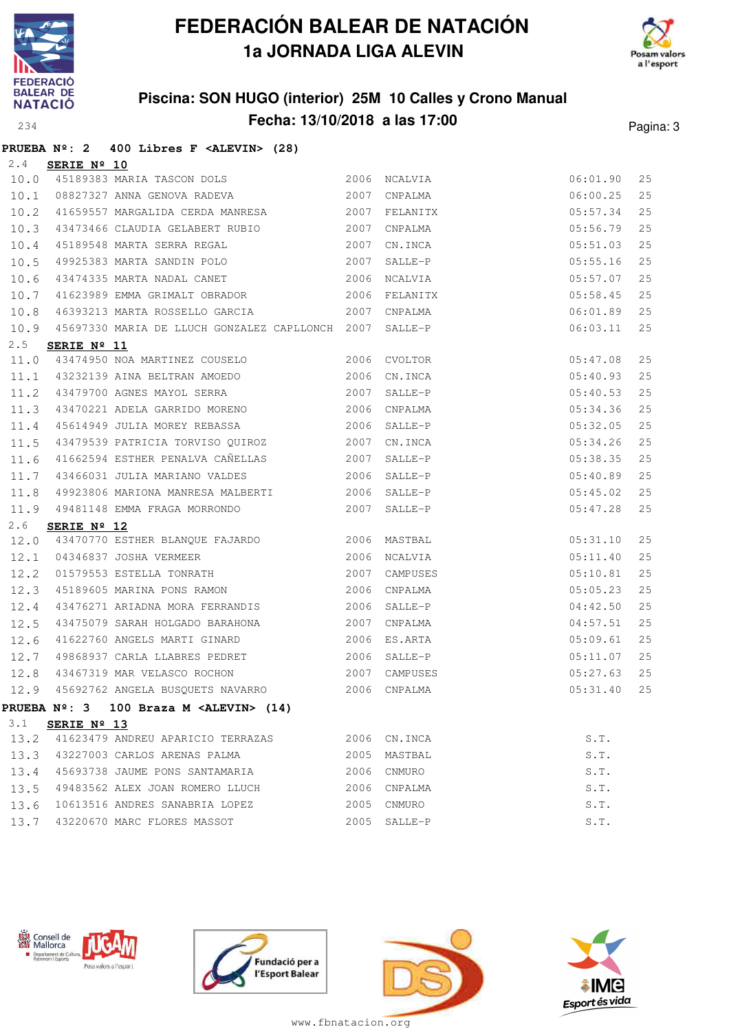# FEDERACIÓN BALEAR DE NATACIÓN
## 1a JORNADA LIGA ALEVIN

### Piscina: SON HUGO (interior) 25M 10 Calles y Crono Manual
### Fecha: 13/10/2018 a las 17:00

**PRUEBA Nº: 2 400 Libres F <ALEVIN> (28)**

2.4 **SERIE Nº 10**

| | | | | | | |
|---|---|---|---|---|---|---|
| 10.0 | 45189383 | MARIA TASCON DOLS | 2006 | NCALVIA | 06:01.90 | 25 |
| 10.1 | 08827327 | ANNA GENOVA RADEVA | 2007 | CNPALMA | 06:00.25 | 25 |
| 10.2 | 41659557 | MARGALIDA CERDA MANRESA | 2007 | FELANITX | 05:57.34 | 25 |
| 10.3 | 43473466 | CLAUDIA GELABERT RUBIO | 2007 | CNPALMA | 05:56.79 | 25 |
| 10.4 | 45189548 | MARTA SERRA REGAL | 2007 | CN.INCA | 05:51.03 | 25 |
| 10.5 | 49925383 | MARTA SANDIN POLO | 2007 | SALLE-P | 05:55.16 | 25 |
| 10.6 | 43474335 | MARTA NADAL CANET | 2006 | NCALVIA | 05:57.07 | 25 |
| 10.7 | 41623989 | EMMA GRIMALT OBRADOR | 2006 | FELANITX | 05:58.45 | 25 |
| 10.8 | 46393213 | MARTA ROSSELLO GARCIA | 2007 | CNPALMA | 06:01.89 | 25 |
| 10.9 | 45697330 | MARIA DE LLUCH GONZALEZ CAPLLONCH | 2007 | SALLE-P | 06:03.11 | 25 |

2.5 **SERIE Nº 11**

| | | | | | | |
|---|---|---|---|---|---|---|
| 11.0 | 43474950 | NOA MARTINEZ COUSELO | 2006 | CVOLTOR | 05:47.08 | 25 |
| 11.1 | 43232139 | AINA BELTRAN AMOEDO | 2006 | CN.INCA | 05:40.93 | 25 |
| 11.2 | 43479700 | AGNES MAYOL SERRA | 2007 | SALLE-P | 05:40.53 | 25 |
| 11.3 | 43470221 | ADELA GARRIDO MORENO | 2006 | CNPALMA | 05:34.36 | 25 |
| 11.4 | 45614949 | JULIA MOREY REBASSA | 2006 | SALLE-P | 05:32.05 | 25 |
| 11.5 | 43479539 | PATRICIA TORVISO QUIROZ | 2007 | CN.INCA | 05:34.26 | 25 |
| 11.6 | 41662594 | ESTHER PENALVA CAÑELLAS | 2007 | SALLE-P | 05:38.35 | 25 |
| 11.7 | 43466031 | JULIA MARIANO VALDES | 2006 | SALLE-P | 05:40.89 | 25 |
| 11.8 | 49923806 | MARIONA MANRESA MALBERTI | 2006 | SALLE-P | 05:45.02 | 25 |
| 11.9 | 49481148 | EMMA FRAGA MORRONDO | 2007 | SALLE-P | 05:47.28 | 25 |

2.6 **SERIE Nº 12**

| | | | | | | |
|---|---|---|---|---|---|---|
| 12.0 | 43470770 | ESTHER BLANQUE FAJARDO | 2006 | MASTBAL | 05:31.10 | 25 |
| 12.1 | 04346837 | JOSHA VERMEER | 2006 | NCALVIA | 05:11.40 | 25 |
| 12.2 | 01579553 | ESTELLA TONRATH | 2007 | CAMPUSES | 05:10.81 | 25 |
| 12.3 | 45189605 | MARINA PONS RAMON | 2006 | CNPALMA | 05:05.23 | 25 |
| 12.4 | 43476271 | ARIADNA MORA FERRANDIS | 2006 | SALLE-P | 04:42.50 | 25 |
| 12.5 | 43475079 | SARAH HOLGADO BARAHONA | 2007 | CNPALMA | 04:57.51 | 25 |
| 12.6 | 41622760 | ANGELS MARTI GINARD | 2006 | ES.ARTA | 05:09.61 | 25 |
| 12.7 | 49868937 | CARLA LLABRES PEDRET | 2006 | SALLE-P | 05:11.07 | 25 |
| 12.8 | 43467319 | MAR VELASCO ROCHON | 2007 | CAMPUSES | 05:27.63 | 25 |
| 12.9 | 45692762 | ANGELA BUSQUETS NAVARRO | 2006 | CNPALMA | 05:31.40 | 25 |

**PRUEBA Nº: 3 100 Braza M <ALEVIN> (14)**

3.1 **SERIE Nº 13**

| | | | | | |
|---|---|---|---|---|---|
| 13.2 | 41623479 | ANDREU APARICIO TERRAZAS | 2006 | CN.INCA | S.T. |
| 13.3 | 43227003 | CARLOS ARENAS PALMA | 2005 | MASTBAL | S.T. |
| 13.4 | 45693738 | JAUME PONS SANTAMARIA | 2006 | CNMURO | S.T. |
| 13.5 | 49483562 | ALEX JOAN ROMERO LLUCH | 2006 | CNPALMA | S.T. |
| 13.6 | 10613516 | ANDRES SANABRIA LOPEZ | 2005 | CNMURO | S.T. |
| 13.7 | 43220670 | MARC FLORES MASSOT | 2005 | SALLE-P | S.T. |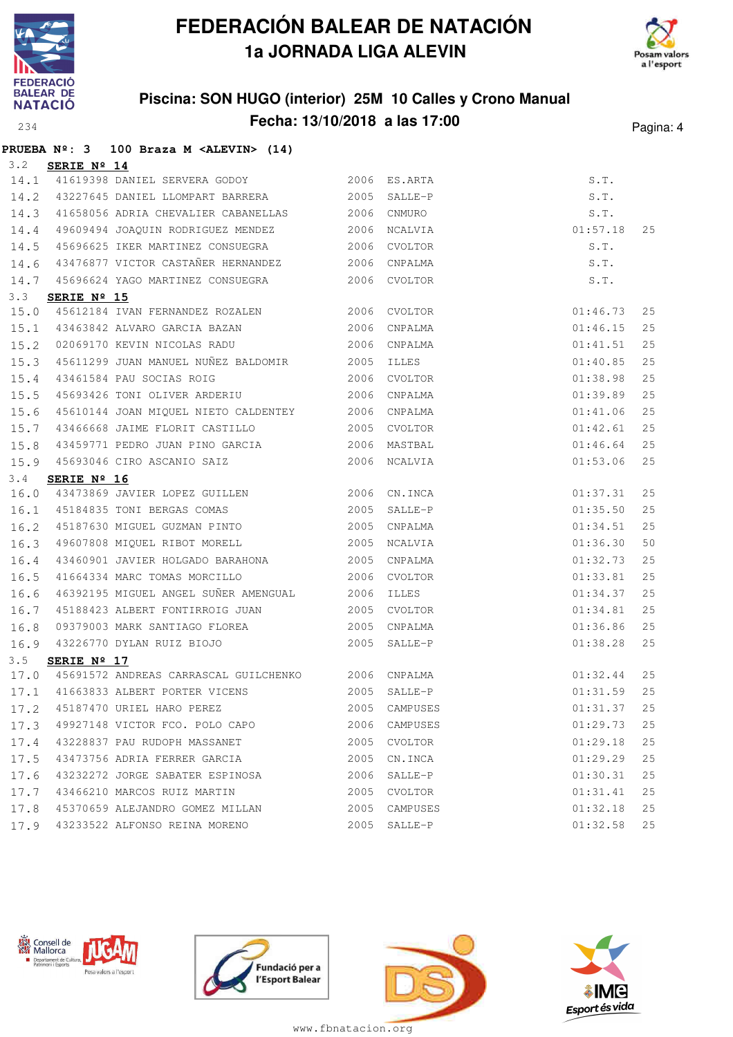# FEDERACIÓN BALEAR DE NATACIÓN
## 1a JORNADA LIGA ALEVIN

### Piscina: SON HUGO (interior) 25M 10 Calles y Crono Manual
### Fecha: 13/10/2018 a las 17:00

**PRUEBA Nº: 3 100 Braza M <ALEVIN> (14)**

3.2 **SERIE Nº 14**

| | | | | | | |
|---|---|---|---|---|---|---|
| 14.1 | 41619398 | DANIEL SERVERA GODOY | 2006 | ES.ARTA | S.T. | |
| 14.2 | 43227645 | DANIEL LLOMPART BARRERA | 2005 | SALLE-P | S.T. | |
| 14.3 | 41658056 | ADRIA CHEVALIER CABANELLAS | 2006 | CNMURO | S.T. | |
| 14.4 | 49609494 | JOAQUIN RODRIGUEZ MENDEZ | 2006 | NCALVIA | 01:57.18 | 25 |
| 14.5 | 45696625 | IKER MARTINEZ CONSUEGRA | 2006 | CVOLTOR | S.T. | |
| 14.6 | 43476877 | VICTOR CASTAÑER HERNANDEZ | 2006 | CNPALMA | S.T. | |
| 14.7 | 45696624 | YAGO MARTINEZ CONSUEGRA | 2006 | CVOLTOR | S.T. | |

3.3 **SERIE Nº 15**

| | | | | | | |
|---|---|---|---|---|---|---|
| 15.0 | 45612184 | IVAN FERNANDEZ ROZALEN | 2006 | CVOLTOR | 01:46.73 | 25 |
| 15.1 | 43463842 | ALVARO GARCIA BAZAN | 2006 | CNPALMA | 01:46.15 | 25 |
| 15.2 | 02069170 | KEVIN NICOLAS RADU | 2006 | CNPALMA | 01:41.51 | 25 |
| 15.3 | 45611299 | JUAN MANUEL NUÑEZ BALDOMIR | 2005 | ILLES | 01:40.85 | 25 |
| 15.4 | 43461584 | PAU SOCIAS ROIG | 2006 | CVOLTOR | 01:38.98 | 25 |
| 15.5 | 45693426 | TONI OLIVER ARDERIU | 2006 | CNPALMA | 01:39.89 | 25 |
| 15.6 | 45610144 | JOAN MIQUEL NIETO CALDENTEY | 2006 | CNPALMA | 01:41.06 | 25 |
| 15.7 | 43466668 | JAIME FLORIT CASTILLO | 2005 | CVOLTOR | 01:42.61 | 25 |
| 15.8 | 43459771 | PEDRO JUAN PINO GARCIA | 2006 | MASTBAL | 01:46.64 | 25 |
| 15.9 | 45693046 | CIRO ASCANIO SAIZ | 2006 | NCALVIA | 01:53.06 | 25 |

3.4 **SERIE Nº 16**

| | | | | | | |
|---|---|---|---|---|---|---|
| 16.0 | 43473869 | JAVIER LOPEZ GUILLEN | 2006 | CN.INCA | 01:37.31 | 25 |
| 16.1 | 45184835 | TONI BERGAS COMAS | 2005 | SALLE-P | 01:35.50 | 25 |
| 16.2 | 45187630 | MIGUEL GUZMAN PINTO | 2005 | CNPALMA | 01:34.51 | 25 |
| 16.3 | 49607808 | MIQUEL RIBOT MORELL | 2005 | NCALVIA | 01:36.30 | 50 |
| 16.4 | 43460901 | JAVIER HOLGADO BARAHONA | 2005 | CNPALMA | 01:32.73 | 25 |
| 16.5 | 41664334 | MARC TOMAS MORCILLO | 2006 | CVOLTOR | 01:33.81 | 25 |
| 16.6 | 46392195 | MIGUEL ANGEL SUÑER AMENGUAL | 2006 | ILLES | 01:34.37 | 25 |
| 16.7 | 45188423 | ALBERT FONTIRROIG JUAN | 2005 | CVOLTOR | 01:34.81 | 25 |
| 16.8 | 09379003 | MARK SANTIAGO FLOREA | 2005 | CNPALMA | 01:36.86 | 25 |
| 16.9 | 43226770 | DYLAN RUIZ BIOJO | 2005 | SALLE-P | 01:38.28 | 25 |

3.5 **SERIE Nº 17**

| | | | | | | |
|---|---|---|---|---|---|---|
| 17.0 | 45691572 | ANDREAS CARRASCAL GUILCHENKO | 2006 | CNPALMA | 01:32.44 | 25 |
| 17.1 | 41663833 | ALBERT PORTER VICENS | 2005 | SALLE-P | 01:31.59 | 25 |
| 17.2 | 45187470 | URIEL HARO PEREZ | 2005 | CAMPUSES | 01:31.37 | 25 |
| 17.3 | 49927148 | VICTOR FCO. POLO CAPO | 2006 | CAMPUSES | 01:29.73 | 25 |
| 17.4 | 43228837 | PAU RUDOPH MASSANET | 2005 | CVOLTOR | 01:29.18 | 25 |
| 17.5 | 43473756 | ADRIA FERRER GARCIA | 2005 | CN.INCA | 01:29.29 | 25 |
| 17.6 | 43232272 | JORGE SABATER ESPINOSA | 2006 | SALLE-P | 01:30.31 | 25 |
| 17.7 | 43466210 | MARCOS RUIZ MARTIN | 2005 | CVOLTOR | 01:31.41 | 25 |
| 17.8 | 45370659 | ALEJANDRO GOMEZ MILLAN | 2005 | CAMPUSES | 01:32.18 | 25 |
| 17.9 | 43233522 | ALFONSO REINA MORENO | 2005 | SALLE-P | 01:32.58 | 25 |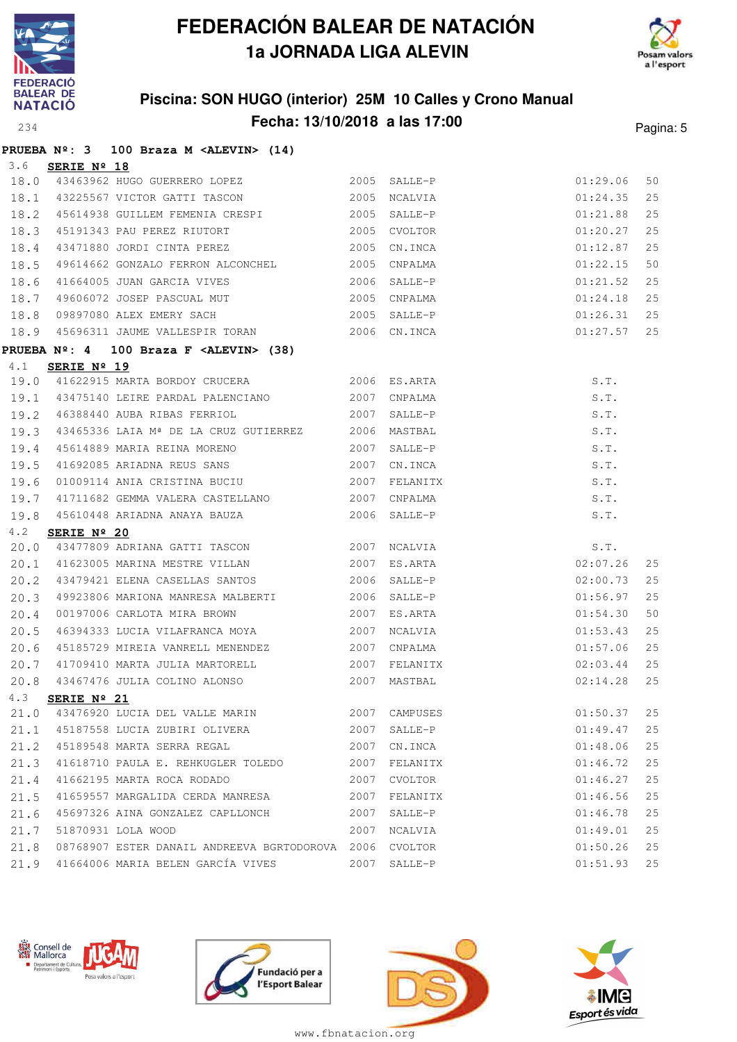# FEDERACIÓN BALEAR DE NATACIÓN

## 1a JORNADA LIGA ALEVIN

### Piscina: SON HUGO (interior) 25M 10 Calles y Crono Manual

### Fecha: 13/10/2018 a las 17:00

234

**PRUEBA Nº: 3 100 Braza M <ALEVIN> (14)**

3.6 **SERIE Nº 18**

| | | | | | | |
|---|---|---|---|---|---|---|
| 18.0 | 43463962 HUGO GUERRERO LOPEZ | 2005 | SALLE-P | 01:29.06 | 50 |
| 18.1 | 43225567 VICTOR GATTI TASCON | 2005 | NCALVIA | 01:24.35 | 25 |
| 18.2 | 45614938 GUILLEM FEMENIA CRESPI | 2005 | SALLE-P | 01:21.88 | 25 |
| 18.3 | 45191343 PAU PEREZ RIUTORT | 2005 | CVOLTOR | 01:20.27 | 25 |
| 18.4 | 43471880 JORDI CINTA PEREZ | 2005 | CN.INCA | 01:12.87 | 25 |
| 18.5 | 49614662 GONZALO FERRON ALCONCHEL | 2005 | CNPALMA | 01:22.15 | 50 |
| 18.6 | 41664005 JUAN GARCIA VIVES | 2006 | SALLE-P | 01:21.52 | 25 |
| 18.7 | 49606072 JOSEP PASCUAL MUT | 2005 | CNPALMA | 01:24.18 | 25 |
| 18.8 | 09897080 ALEX EMERY SACH | 2005 | SALLE-P | 01:26.31 | 25 |
| 18.9 | 45696311 JAUME VALLESPIR TORAN | 2006 | CN.INCA | 01:27.57 | 25 |

**PRUEBA Nº: 4 100 Braza F <ALEVIN> (38)**

4.1 **SERIE Nº 19**

| | | | | | |
|---|---|---|---|---|---|
| 19.0 | 41622915 MARTA BORDOY CRUCERA | 2006 | ES.ARTA | S.T. | |
| 19.1 | 43475140 LEIRE PARDAL PALENCIANO | 2007 | CNPALMA | S.T. | |
| 19.2 | 46388440 AUBA RIBAS FERRIOL | 2007 | SALLE-P | S.T. | |
| 19.3 | 43465336 LAIA Mª DE LA CRUZ GUTIERREZ | 2006 | MASTBAL | S.T. | |
| 19.4 | 45614889 MARIA REINA MORENO | 2007 | SALLE-P | S.T. | |
| 19.5 | 41692085 ARIADNA REUS SANS | 2007 | CN.INCA | S.T. | |
| 19.6 | 01009114 ANIA CRISTINA BUCIU | 2007 | FELANITX | S.T. | |
| 19.7 | 41711682 GEMMA VALERA CASTELLANO | 2007 | CNPALMA | S.T. | |
| 19.8 | 45610448 ARIADNA ANAYA BAUZA | 2006 | SALLE-P | S.T. | |

4.2 **SERIE Nº 20**

| | | | | | |
|---|---|---|---|---|---|
| 20.0 | 43477809 ADRIANA GATTI TASCON | 2007 | NCALVIA | S.T. | |
| 20.1 | 41623005 MARINA MESTRE VILLAN | 2007 | ES.ARTA | 02:07.26 | 25 |
| 20.2 | 43479421 ELENA CASELLAS SANTOS | 2006 | SALLE-P | 02:00.73 | 25 |
| 20.3 | 49923806 MARIONA MANRESA MALBERTI | 2006 | SALLE-P | 01:56.97 | 25 |
| 20.4 | 00197006 CARLOTA MIRA BROWN | 2007 | ES.ARTA | 01:54.30 | 50 |
| 20.5 | 46394333 LUCIA VILAFRANCA MOYA | 2007 | NCALVIA | 01:53.43 | 25 |
| 20.6 | 45185729 MIREIA VANRELL MENENDEZ | 2007 | CNPALMA | 01:57.06 | 25 |
| 20.7 | 41709410 MARTA JULIA MARTORELL | 2007 | FELANITX | 02:03.44 | 25 |
| 20.8 | 43467476 JULIA COLINO ALONSO | 2007 | MASTBAL | 02:14.28 | 25 |

4.3 **SERIE Nº 21**

| | | | | | |
|---|---|---|---|---|---|
| 21.0 | 43476920 LUCIA DEL VALLE MARIN | 2007 | CAMPUSES | 01:50.37 | 25 |
| 21.1 | 45187558 LUCIA ZUBIRI OLIVERA | 2007 | SALLE-P | 01:49.47 | 25 |
| 21.2 | 45189548 MARTA SERRA REGAL | 2007 | CN.INCA | 01:48.06 | 25 |
| 21.3 | 41618710 PAULA E. REHKUGLER TOLEDO | 2007 | FELANITX | 01:46.72 | 25 |
| 21.4 | 41662195 MARTA ROCA RODADO | 2007 | CVOLTOR | 01:46.27 | 25 |
| 21.5 | 41659557 MARGALIDA CERDA MANRESA | 2007 | FELANITX | 01:46.56 | 25 |
| 21.6 | 45697326 AINA GONZALEZ CAPLLONCH | 2007 | SALLE-P | 01:46.78 | 25 |
| 21.7 | 51870931 LOLA WOOD | 2007 | NCALVIA | 01:49.01 | 25 |
| 21.8 | 08768907 ESTER DANAIL ANDREEVA BGRTODOROVA | 2006 | CVOLTOR | 01:50.26 | 25 |
| 21.9 | 41664006 MARIA BELEN GARCÍA VIVES | 2007 | SALLE-P | 01:51.93 | 25 |

www.fbnatacion.org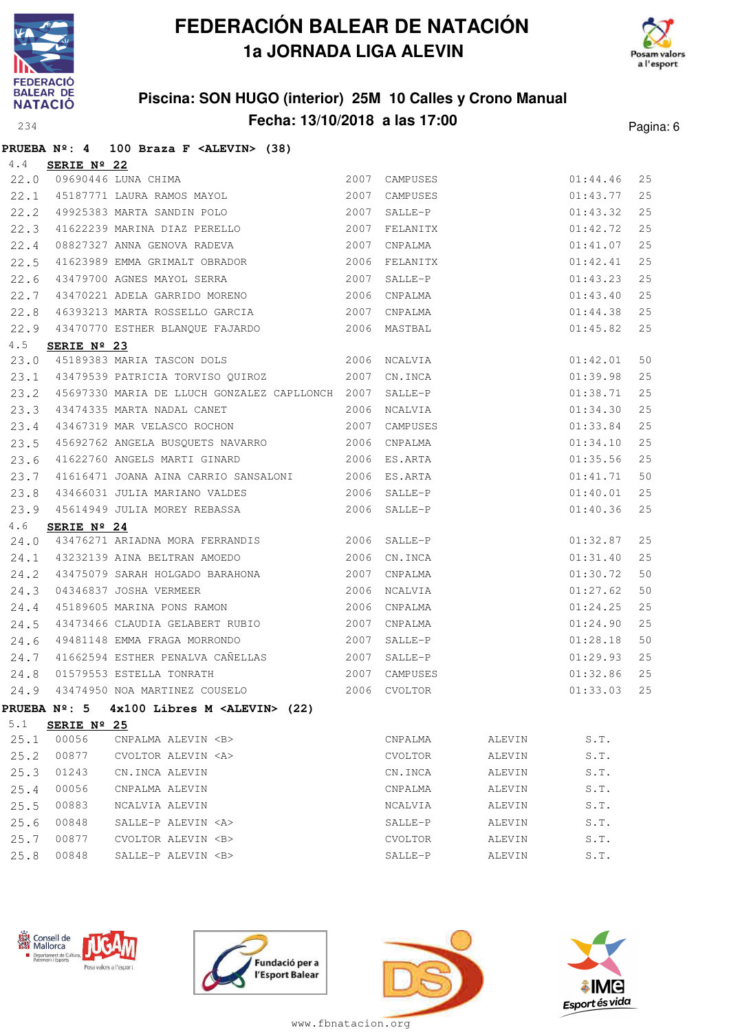# FEDERACIÓN BALEAR DE NATACIÓN

## 1a JORNADA LIGA ALEVIN

### Piscina: SON HUGO (interior) 25M 10 Calles y Crono Manual

### Fecha: 13/10/2018 a las 17:00

**PRUEBA Nº: 4 100 Braza F <ALEVIN> (38)**

4.4 **SERIE Nº 22**

| | | | | | | |
|---|---|---|---|---|---|---|
| 22.0 | 09690446 | LUNA CHIMA | 2007 | CAMPUSES | 01:44.46 | 25 |
| 22.1 | 45187771 | LAURA RAMOS MAYOL | 2007 | CAMPUSES | 01:43.77 | 25 |
| 22.2 | 49925383 | MARTA SANDIN POLO | 2007 | SALLE-P | 01:43.32 | 25 |
| 22.3 | 41622239 | MARINA DIAZ PERELLO | 2007 | FELANITX | 01:42.72 | 25 |
| 22.4 | 08827327 | ANNA GENOVA RADEVA | 2007 | CNPALMA | 01:41.07 | 25 |
| 22.5 | 41623989 | EMMA GRIMALT OBRADOR | 2006 | FELANITX | 01:42.41 | 25 |
| 22.6 | 43479700 | AGNES MAYOL SERRA | 2007 | SALLE-P | 01:43.23 | 25 |
| 22.7 | 43470221 | ADELA GARRIDO MORENO | 2006 | CNPALMA | 01:43.40 | 25 |
| 22.8 | 46393213 | MARTA ROSSELLO GARCIA | 2007 | CNPALMA | 01:44.38 | 25 |
| 22.9 | 43470770 | ESTHER BLANQUE FAJARDO | 2006 | MASTBAL | 01:45.82 | 25 |

4.5 **SERIE Nº 23**

| | | | | | | |
|---|---|---|---|---|---|---|
| 23.0 | 45189383 | MARIA TASCON DOLS | 2006 | NCALVIA | 01:42.01 | 50 |
| 23.1 | 43479539 | PATRICIA TORVISO QUIROZ | 2007 | CN.INCA | 01:39.98 | 25 |
| 23.2 | 45697330 | MARIA DE LLUCH GONZALEZ CAPLLONCH | 2007 | SALLE-P | 01:38.71 | 25 |
| 23.3 | 43474335 | MARTA NADAL CANET | 2006 | NCALVIA | 01:34.30 | 25 |
| 23.4 | 43467319 | MAR VELASCO ROCHON | 2007 | CAMPUSES | 01:33.84 | 25 |
| 23.5 | 45692762 | ANGELA BUSQUETS NAVARRO | 2006 | CNPALMA | 01:34.10 | 25 |
| 23.6 | 41622760 | ANGELS MARTI GINARD | 2006 | ES.ARTA | 01:35.56 | 25 |
| 23.7 | 41616471 | JOANA AINA CARRIO SANSALONI | 2006 | ES.ARTA | 01:41.71 | 50 |
| 23.8 | 43466031 | JULIA MARIANO VALDES | 2006 | SALLE-P | 01:40.01 | 25 |
| 23.9 | 45614949 | JULIA MOREY REBASSA | 2006 | SALLE-P | 01:40.36 | 25 |

4.6 **SERIE Nº 24**

| | | | | | | |
|---|---|---|---|---|---|---|
| 24.0 | 43476271 | ARIADNA MORA FERRANDIS | 2006 | SALLE-P | 01:32.87 | 25 |
| 24.1 | 43232139 | AINA BELTRAN AMOEDO | 2006 | CN.INCA | 01:31.40 | 25 |
| 24.2 | 43475079 | SARAH HOLGADO BARAHONA | 2007 | CNPALMA | 01:30.72 | 50 |
| 24.3 | 04346837 | JOSHA VERMEER | 2006 | NCALVIA | 01:27.62 | 50 |
| 24.4 | 45189605 | MARINA PONS RAMON | 2006 | CNPALMA | 01:24.25 | 25 |
| 24.5 | 43473466 | CLAUDIA GELABERT RUBIO | 2007 | CNPALMA | 01:24.90 | 25 |
| 24.6 | 49481148 | EMMA FRAGA MORRONDO | 2007 | SALLE-P | 01:28.18 | 50 |
| 24.7 | 41662594 | ESTHER PENALVA CAÑELLAS | 2007 | SALLE-P | 01:29.93 | 25 |
| 24.8 | 01579553 | ESTELLA TONRATH | 2007 | CAMPUSES | 01:32.86 | 25 |
| 24.9 | 43474950 | NOA MARTINEZ COUSELO | 2006 | CVOLTOR | 01:33.03 | 25 |

**PRUEBA Nº: 5 4x100 Libres M <ALEVIN> (22)**

5.1 **SERIE Nº 25**

| | | | | | |
|---|---|---|---|---|---|
| 25.1 | 00056 | CNPALMA ALEVIN <B> | CNPALMA | ALEVIN | S.T. |
| 25.2 | 00877 | CVOLTOR ALEVIN <A> | CVOLTOR | ALEVIN | S.T. |
| 25.3 | 01243 | CN.INCA ALEVIN | CN.INCA | ALEVIN | S.T. |
| 25.4 | 00056 | CNPALMA ALEVIN | CNPALMA | ALEVIN | S.T. |
| 25.5 | 00883 | NCALVIA ALEVIN | NCALVIA | ALEVIN | S.T. |
| 25.6 | 00848 | SALLE-P ALEVIN <A> | SALLE-P | ALEVIN | S.T. |
| 25.7 | 00877 | CVOLTOR ALEVIN <B> | CVOLTOR | ALEVIN | S.T. |
| 25.8 | 00848 | SALLE-P ALEVIN <B> | SALLE-P | ALEVIN | S.T. |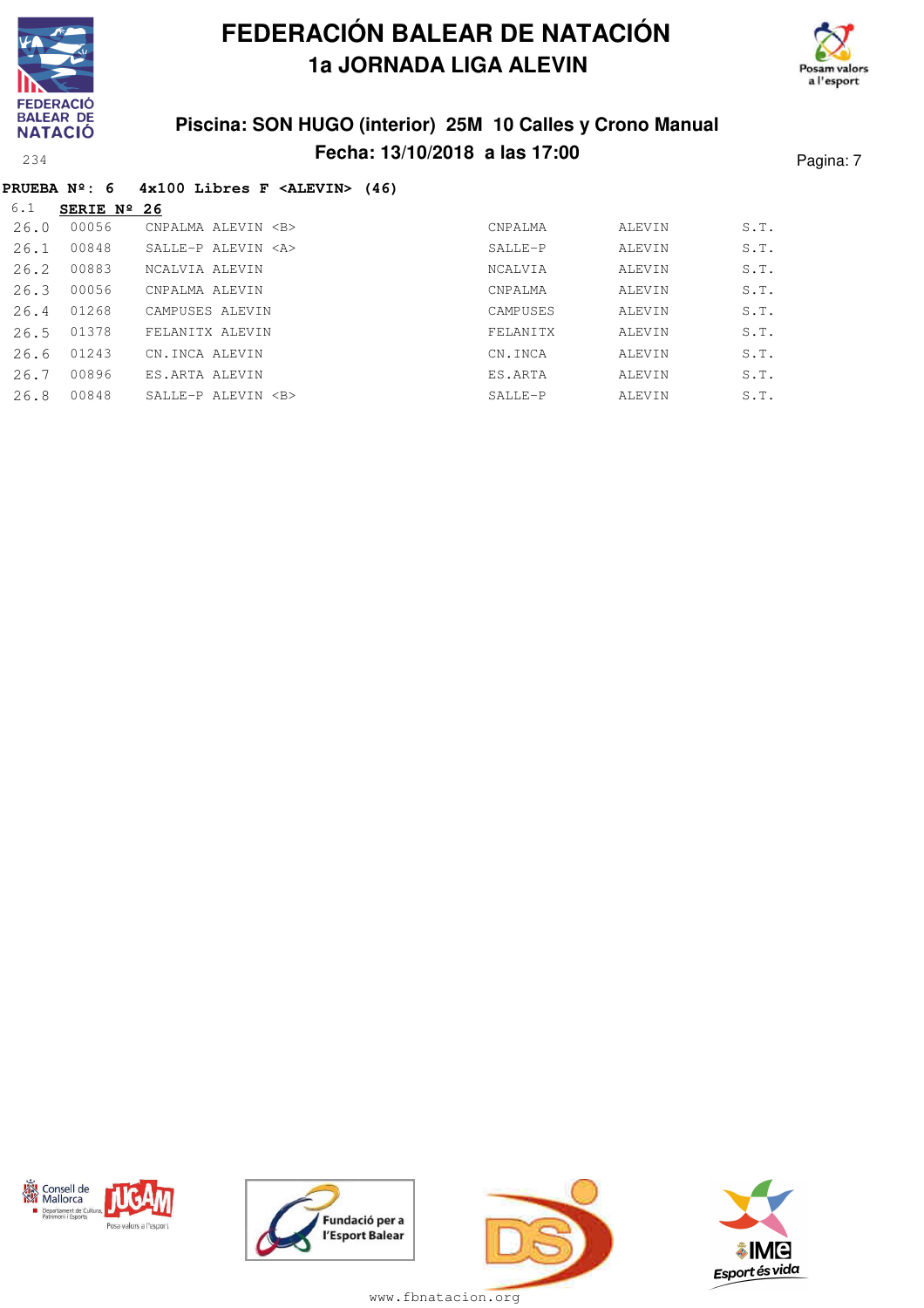# FEDERACIÓN BALEAR DE NATACIÓN

## 1a JORNADA LIGA ALEVIN

### Piscina: SON HUGO (interior) 25M 10 Calles y Crono Manual
### Fecha: 13/10/2018 a las 17:00

**PRUEBA Nº: 6 4x100 Libres F <ALEVIN> (46)**

6.1 **SERIE Nº 26**

| | | | | | |
|---|---|---|---|---|---|
| 26.0 | 00056 | CNPALMA ALEVIN <B> | CNPALMA | ALEVIN | S.T. |
| 26.1 | 00848 | SALLE-P ALEVIN <A> | SALLE-P | ALEVIN | S.T. |
| 26.2 | 00883 | NCALVIA ALEVIN | NCALVIA | ALEVIN | S.T. |
| 26.3 | 00056 | CNPALMA ALEVIN | CNPALMA | ALEVIN | S.T. |
| 26.4 | 01268 | CAMPUSES ALEVIN | CAMPUSES | ALEVIN | S.T. |
| 26.5 | 01378 | FELANITX ALEVIN | FELANITX | ALEVIN | S.T. |
| 26.6 | 01243 | CN.INCA ALEVIN | CN.INCA | ALEVIN | S.T. |
| 26.7 | 00896 | ES.ARTA ALEVIN | ES.ARTA | ALEVIN | S.T. |
| 26.8 | 00848 | SALLE-P ALEVIN <B> | SALLE-P | ALEVIN | S.T. |